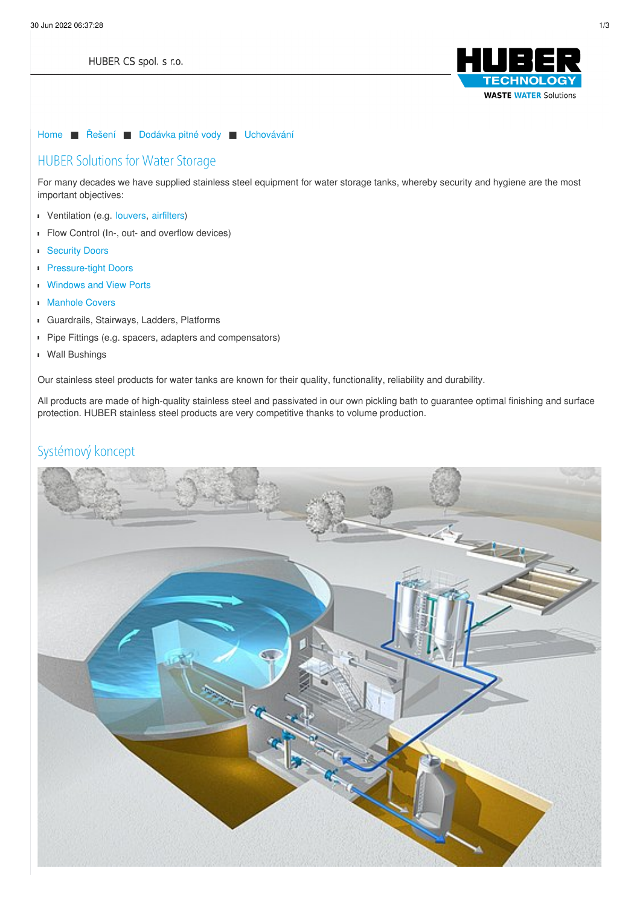HUBER CS spol. s r.o.

Home ■ Řešení ■ Dodávka pitné vody ■ Uchovávání

# HUBER Solutions for Water Storage

For many decades we have supplied stainless steel equipment for water storage tanks, whereby security and hygiene are the most important objectives:

- Ventilation (e.g. louvers, airfilters)
- Flow Control (In-, out- and overflow devices)
- Security Doors
- Pressure-tight Doors
- Windows and View Ports
- Manhole Covers
- Guardrails, Stairways, Ladders, Platforms
- Pipe Fittings (e.g. spacers, adapters and compensators)
- Wall Bushings

Our stainless steel products for water tanks are known for their quality, functionality, reliability and durability.

All products are made of high-quality stainless steel and passivated in our own pickling bath to guarantee optimal finishing and surface protection. HUBER stainless steel products are very competitive thanks to volume production.

## Systémový koncept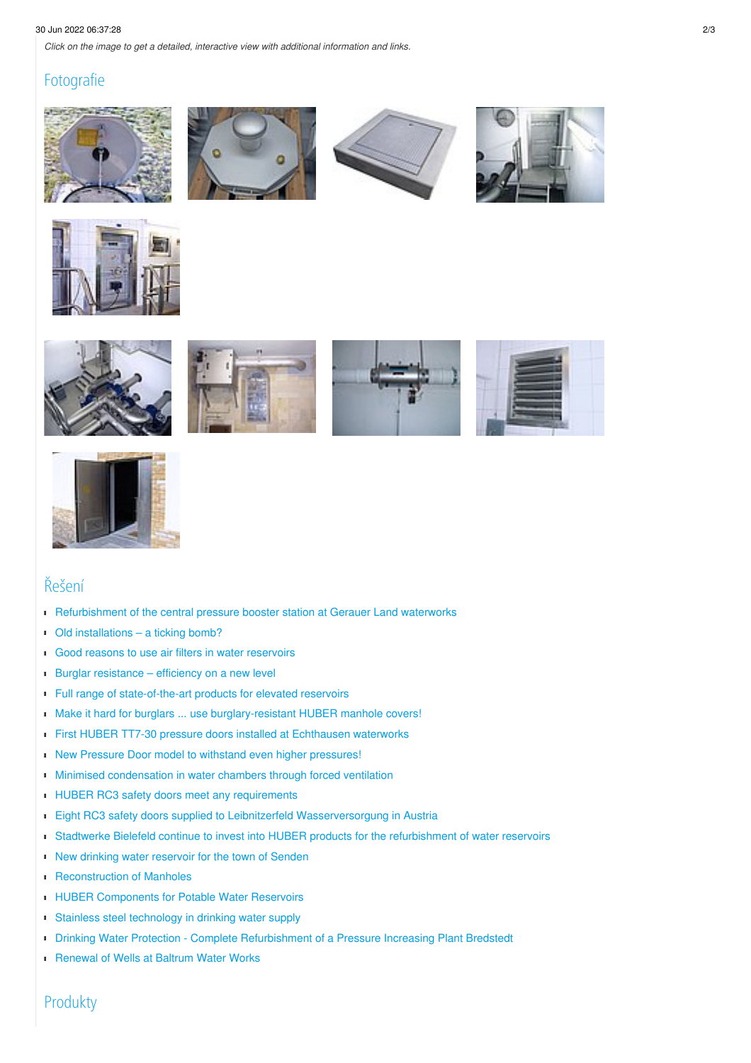*Click on the image to get a detailed, interactive view with additional information and links.*

## Fotografie

## Řešení

- Refurbishment of the central pressure booster station at Gerauer Land waterworks
- Old installations – a ticking bomb?
- Good reasons to use air filters in water reservoirs
- Burglar resistance – efficiency on a new level
- Full range of state-of-the-art products for elevated reservoirs
- Make it hard for burglars ... use burglary-resistant HUBER manhole covers!
- First HUBER TT7-30 pressure doors installed at Echthausen waterworks
- New Pressure Door model to withstand even higher pressures!
- Minimised condensation in water chambers through forced ventilation
- HUBER RC3 safety doors meet any requirements
- Eight RC3 safety doors supplied to Leibnitzerfeld Wasserversorgung in Austria
- Stadtwerke Bielefeld continue to invest into HUBER products for the refurbishment of water reservoirs
- New drinking water reservoir for the town of Senden
- Reconstruction of Manholes
- HUBER Components for Potable Water Reservoirs
- Stainless steel technology in drinking water supply
- Drinking Water Protection - Complete Refurbishment of a Pressure Increasing Plant Bredstedt
- Renewal of Wells at Baltrum Water Works

## Produkty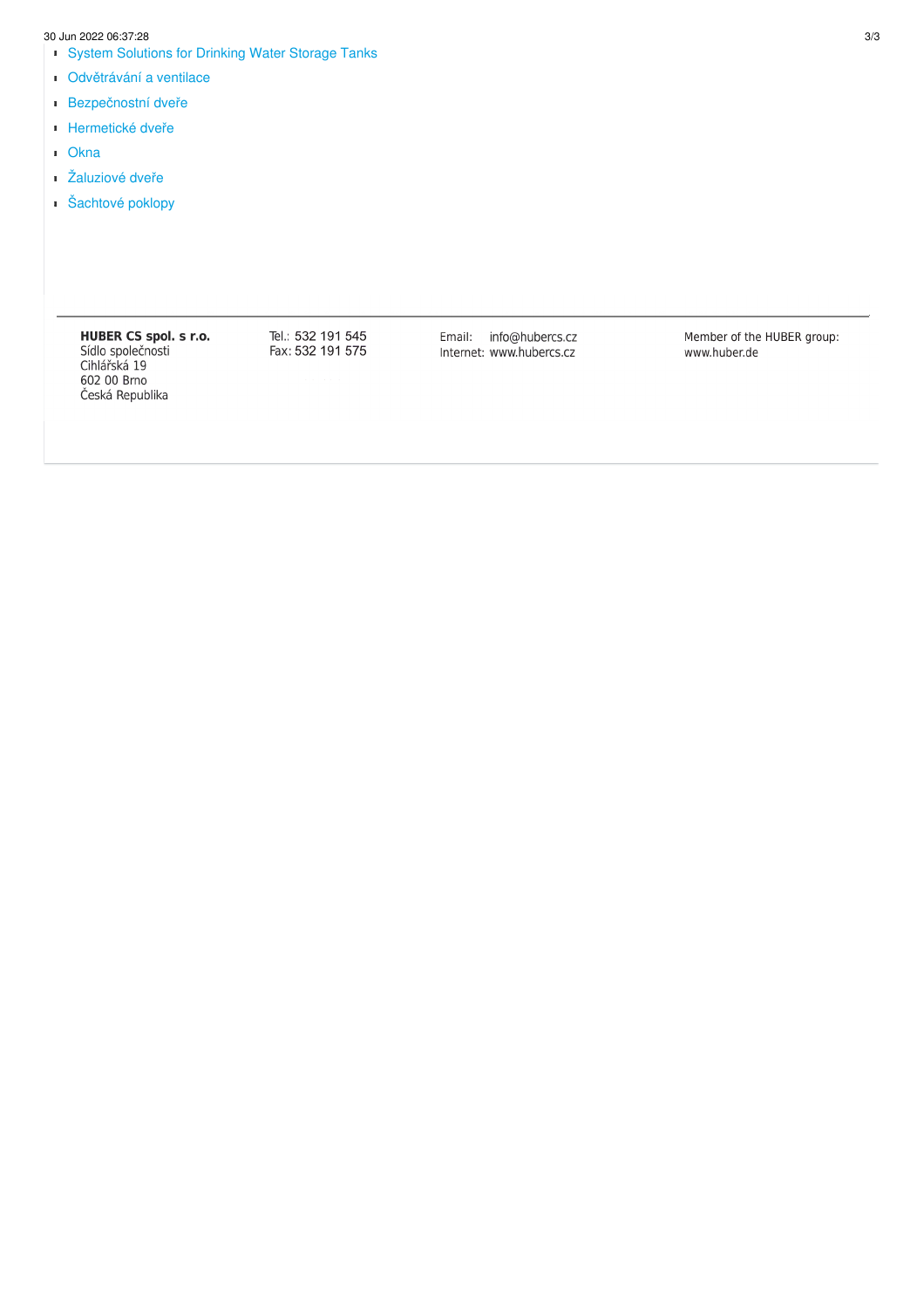- System Solutions for Drinking Water Storage Tanks
- Odvětrávání a ventilace
- Bezpečnostní dveře
- Hermetické dveře
- Okna
- Žaluziové dveře
- Šachtové poklopy

---

**HUBER CS spol. s r.o.**
Sídlo společnosti
Cihlářská 19
602 00 Brno
Česká Republika

Tel.: 532 191 545
Fax: 532 191 575

Email: info@hubercs.cz
Internet: www.hubercs.cz

Member of the HUBER group:
www.huber.de